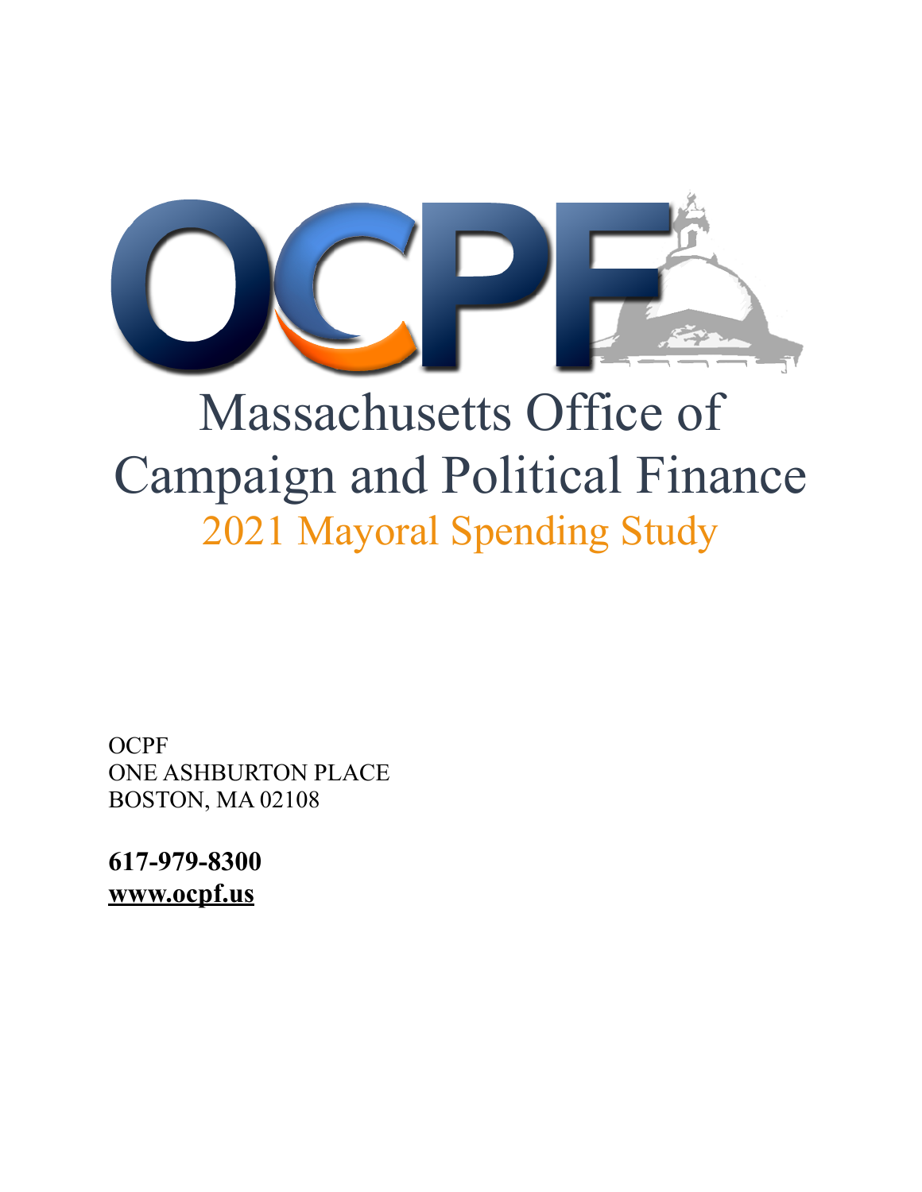# OCPF

# Massachusetts Office of Campaign and Political Finance

## 2021 Mayoral Spending Study

OCPF
ONE ASHBURTON PLACE
BOSTON, MA 02108

**617-979-8300**
**www.ocpf.us**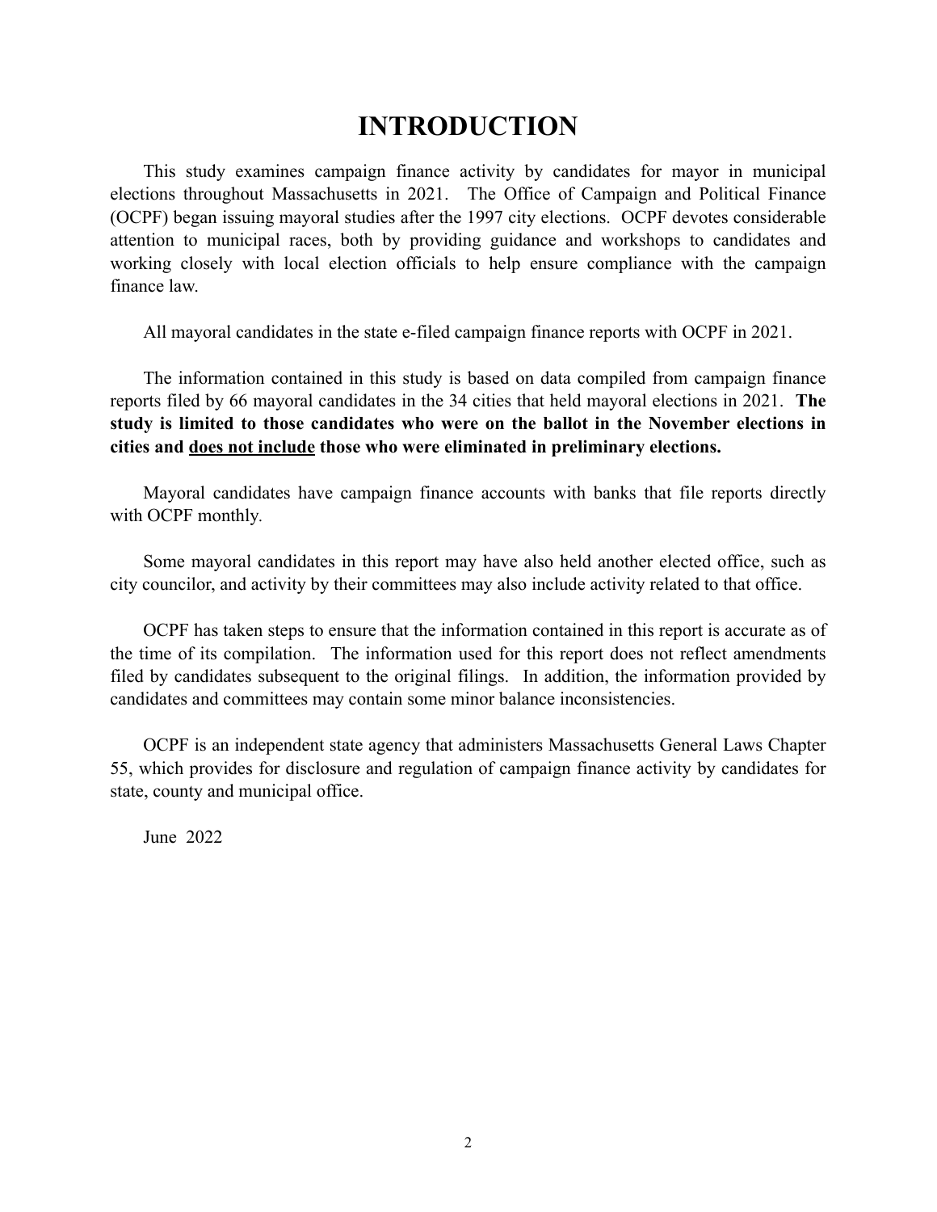# INTRODUCTION

This study examines campaign finance activity by candidates for mayor in municipal elections throughout Massachusetts in 2021. The Office of Campaign and Political Finance (OCPF) began issuing mayoral studies after the 1997 city elections. OCPF devotes considerable attention to municipal races, both by providing guidance and workshops to candidates and working closely with local election officials to help ensure compliance with the campaign finance law.

All mayoral candidates in the state e-filed campaign finance reports with OCPF in 2021.

The information contained in this study is based on data compiled from campaign finance reports filed by 66 mayoral candidates in the 34 cities that held mayoral elections in 2021. **The study is limited to those candidates who were on the ballot in the November elections in cities and <u>does not include</u> those who were eliminated in preliminary elections.**

Mayoral candidates have campaign finance accounts with banks that file reports directly with OCPF monthly.

Some mayoral candidates in this report may have also held another elected office, such as city councilor, and activity by their committees may also include activity related to that office.

OCPF has taken steps to ensure that the information contained in this report is accurate as of the time of its compilation. The information used for this report does not reflect amendments filed by candidates subsequent to the original filings. In addition, the information provided by candidates and committees may contain some minor balance inconsistencies.

OCPF is an independent state agency that administers Massachusetts General Laws Chapter 55, which provides for disclosure and regulation of campaign finance activity by candidates for state, county and municipal office.

June 2022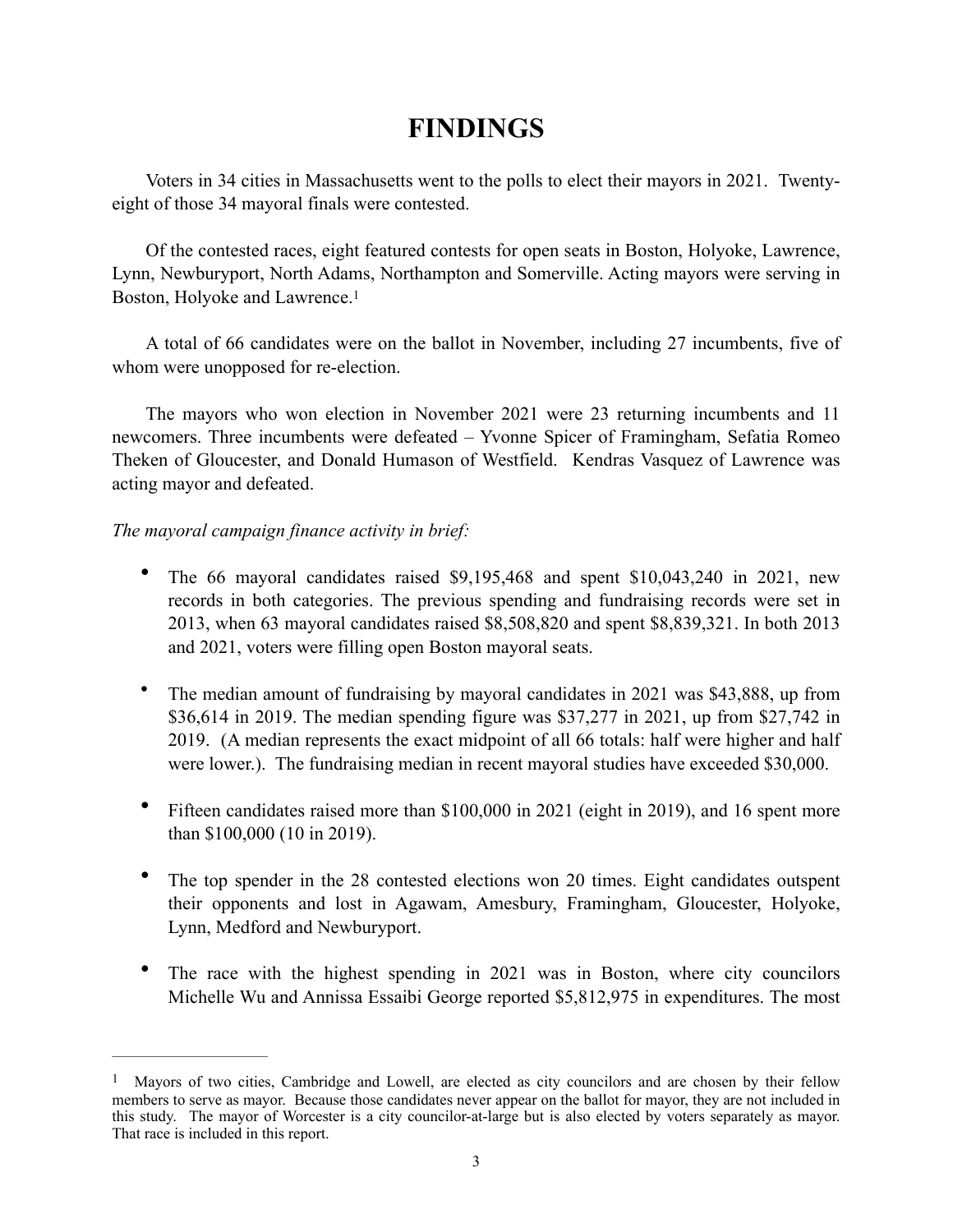# FINDINGS

Voters in 34 cities in Massachusetts went to the polls to elect their mayors in 2021. Twenty-eight of those 34 mayoral finals were contested.

Of the contested races, eight featured contests for open seats in Boston, Holyoke, Lawrence, Lynn, Newburyport, North Adams, Northampton and Somerville. Acting mayors were serving in Boston, Holyoke and Lawrence.[1]

A total of 66 candidates were on the ballot in November, including 27 incumbents, five of whom were unopposed for re-election.

The mayors who won election in November 2021 were 23 returning incumbents and 11 newcomers. Three incumbents were defeated – Yvonne Spicer of Framingham, Sefatia Romeo Theken of Gloucester, and Donald Humason of Westfield. Kendras Vasquez of Lawrence was acting mayor and defeated.

*The mayoral campaign finance activity in brief:*

- The 66 mayoral candidates raised $9,195,468 and spent $10,043,240 in 2021, new records in both categories. The previous spending and fundraising records were set in 2013, when 63 mayoral candidates raised $8,508,820 and spent $8,839,321. In both 2013 and 2021, voters were filling open Boston mayoral seats.

- The median amount of fundraising by mayoral candidates in 2021 was $43,888, up from $36,614 in 2019. The median spending figure was $37,277 in 2021, up from $27,742 in 2019. (A median represents the exact midpoint of all 66 totals: half were higher and half were lower.). The fundraising median in recent mayoral studies have exceeded $30,000.

- Fifteen candidates raised more than $100,000 in 2021 (eight in 2019), and 16 spent more than $100,000 (10 in 2019).

- The top spender in the 28 contested elections won 20 times. Eight candidates outspent their opponents and lost in Agawam, Amesbury, Framingham, Gloucester, Holyoke, Lynn, Medford and Newburyport.

- The race with the highest spending in 2021 was in Boston, where city councilors Michelle Wu and Annissa Essaibi George reported $5,812,975 in expenditures. The most

---

[1] Mayors of two cities, Cambridge and Lowell, are elected as city councilors and are chosen by their fellow members to serve as mayor. Because those candidates never appear on the ballot for mayor, they are not included in this study. The mayor of Worcester is a city councilor-at-large but is also elected by voters separately as mayor. That race is included in this report.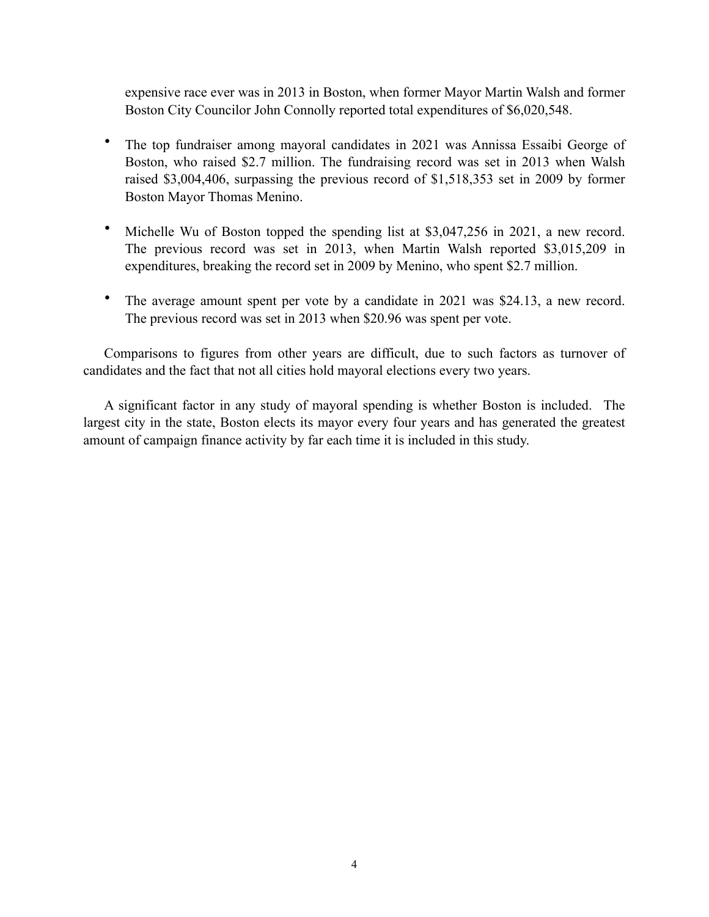expensive race ever was in 2013 in Boston, when former Mayor Martin Walsh and former Boston City Councilor John Connolly reported total expenditures of $6,020,548.

- The top fundraiser among mayoral candidates in 2021 was Annissa Essaibi George of Boston, who raised $2.7 million. The fundraising record was set in 2013 when Walsh raised $3,004,406, surpassing the previous record of $1,518,353 set in 2009 by former Boston Mayor Thomas Menino.

- Michelle Wu of Boston topped the spending list at $3,047,256 in 2021, a new record. The previous record was set in 2013, when Martin Walsh reported $3,015,209 in expenditures, breaking the record set in 2009 by Menino, who spent $2.7 million.

- The average amount spent per vote by a candidate in 2021 was $24.13, a new record. The previous record was set in 2013 when $20.96 was spent per vote.

Comparisons to figures from other years are difficult, due to such factors as turnover of candidates and the fact that not all cities hold mayoral elections every two years.

A significant factor in any study of mayoral spending is whether Boston is included. The largest city in the state, Boston elects its mayor every four years and has generated the greatest amount of campaign finance activity by far each time it is included in this study.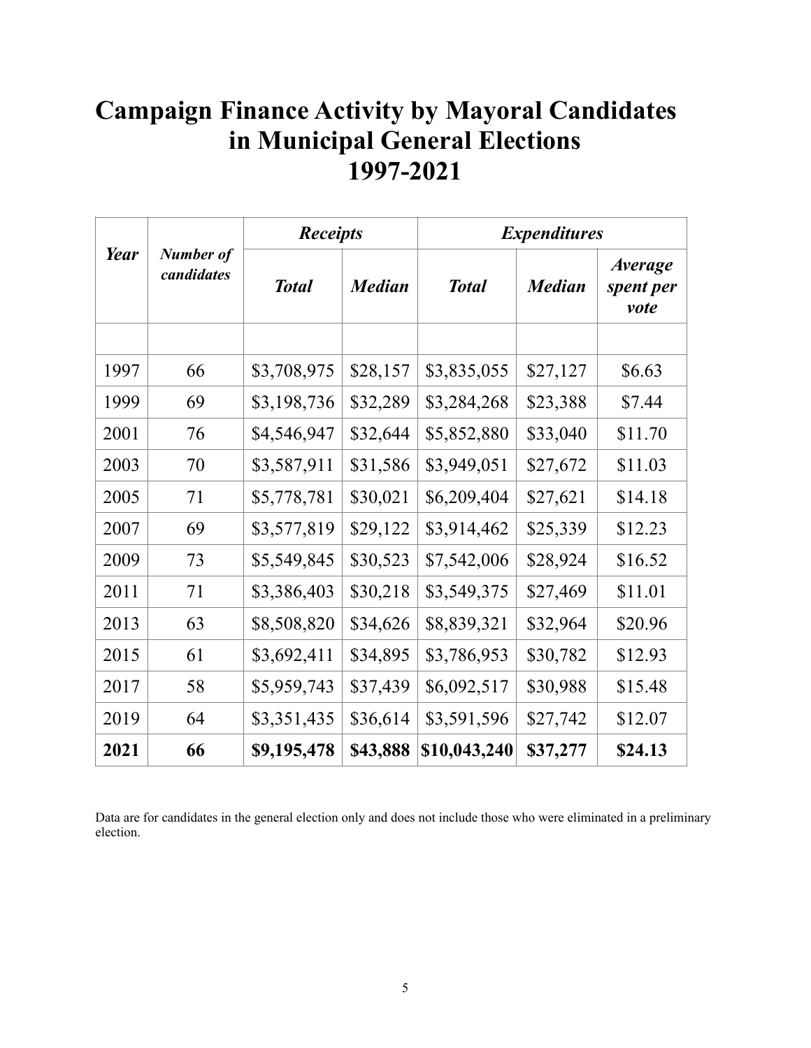# Campaign Finance Activity by Mayoral Candidates in Municipal General Elections 1997-2021

| *Year* | *Number of candidates* | *Receipts* | | *Expenditures* | | |
|---|---|---|---|---|---|---|
| | | *Total* | *Median* | *Total* | *Median* | *Average spent per vote* |
| | | | | | | |
| 1997 | 66 | $3,708,975 | $28,157 | $3,835,055 | $27,127 | $6.63 |
| 1999 | 69 | $3,198,736 | $32,289 | $3,284,268 | $23,388 | $7.44 |
| 2001 | 76 | $4,546,947 | $32,644 | $5,852,880 | $33,040 | $11.70 |
| 2003 | 70 | $3,587,911 | $31,586 | $3,949,051 | $27,672 | $11.03 |
| 2005 | 71 | $5,778,781 | $30,021 | $6,209,404 | $27,621 | $14.18 |
| 2007 | 69 | $3,577,819 | $29,122 | $3,914,462 | $25,339 | $12.23 |
| 2009 | 73 | $5,549,845 | $30,523 | $7,542,006 | $28,924 | $16.52 |
| 2011 | 71 | $3,386,403 | $30,218 | $3,549,375 | $27,469 | $11.01 |
| 2013 | 63 | $8,508,820 | $34,626 | $8,839,321 | $32,964 | $20.96 |
| 2015 | 61 | $3,692,411 | $34,895 | $3,786,953 | $30,782 | $12.93 |
| 2017 | 58 | $5,959,743 | $37,439 | $6,092,517 | $30,988 | $15.48 |
| 2019 | 64 | $3,351,435 | $36,614 | $3,591,596 | $27,742 | $12.07 |
| **2021** | **66** | **$9,195,478** | **$43,888** | **$10,043,240** | **$37,277** | **$24.13** |

Data are for candidates in the general election only and does not include those who were eliminated in a preliminary election.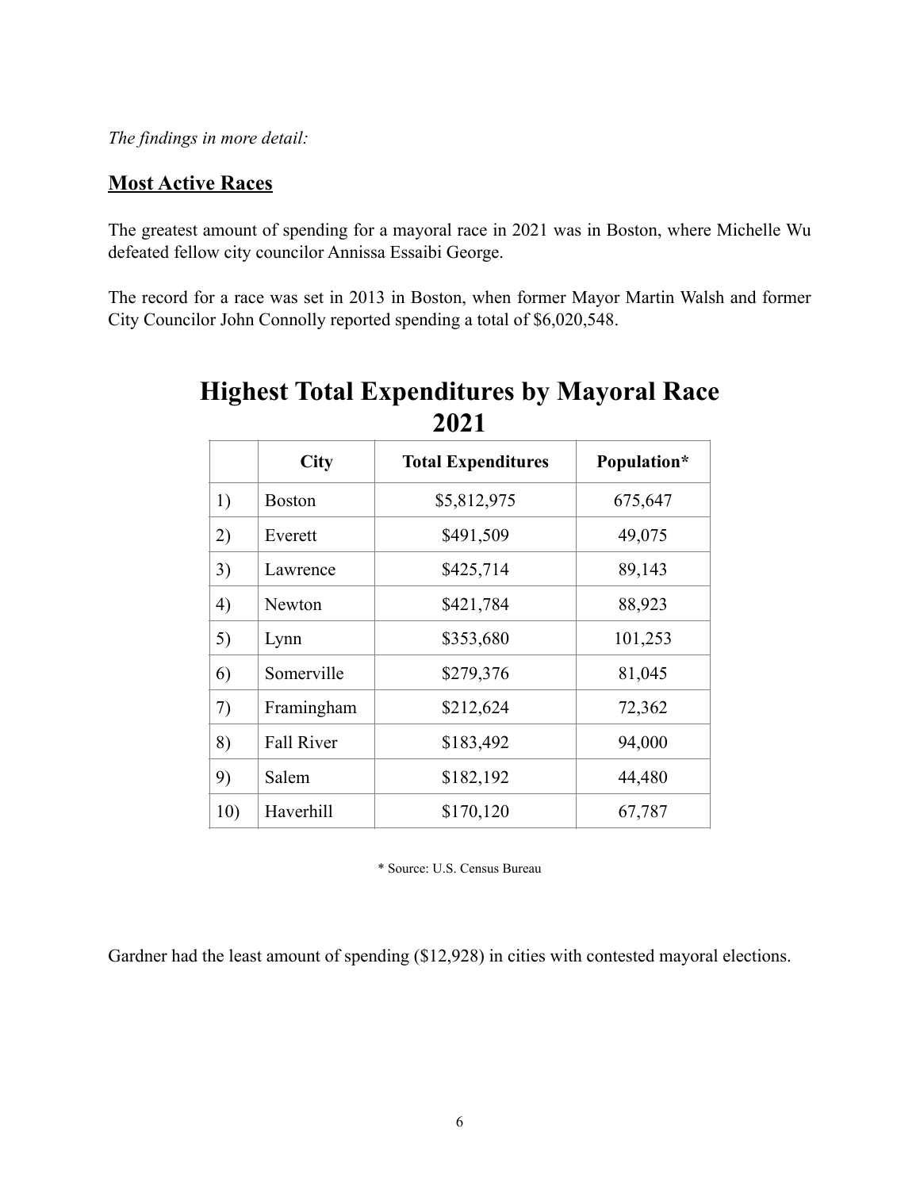*The findings in more detail:*

## Most Active Races

The greatest amount of spending for a mayoral race in 2021 was in Boston, where Michelle Wu defeated fellow city councilor Annissa Essaibi George.

The record for a race was set in 2013 in Boston, when former Mayor Martin Walsh and former City Councilor John Connolly reported spending a total of $6,020,548.

## Highest Total Expenditures by Mayoral Race 2021

| | City | Total Expenditures | Population* |
|---|---|---|---|
| 1) | Boston | $5,812,975 | 675,647 |
| 2) | Everett | $491,509 | 49,075 |
| 3) | Lawrence | $425,714 | 89,143 |
| 4) | Newton | $421,784 | 88,923 |
| 5) | Lynn | $353,680 | 101,253 |
| 6) | Somerville | $279,376 | 81,045 |
| 7) | Framingham | $212,624 | 72,362 |
| 8) | Fall River | $183,492 | 94,000 |
| 9) | Salem | $182,192 | 44,480 |
| 10) | Haverhill | $170,120 | 67,787 |

* Source: U.S. Census Bureau

Gardner had the least amount of spending ($12,928) in cities with contested mayoral elections.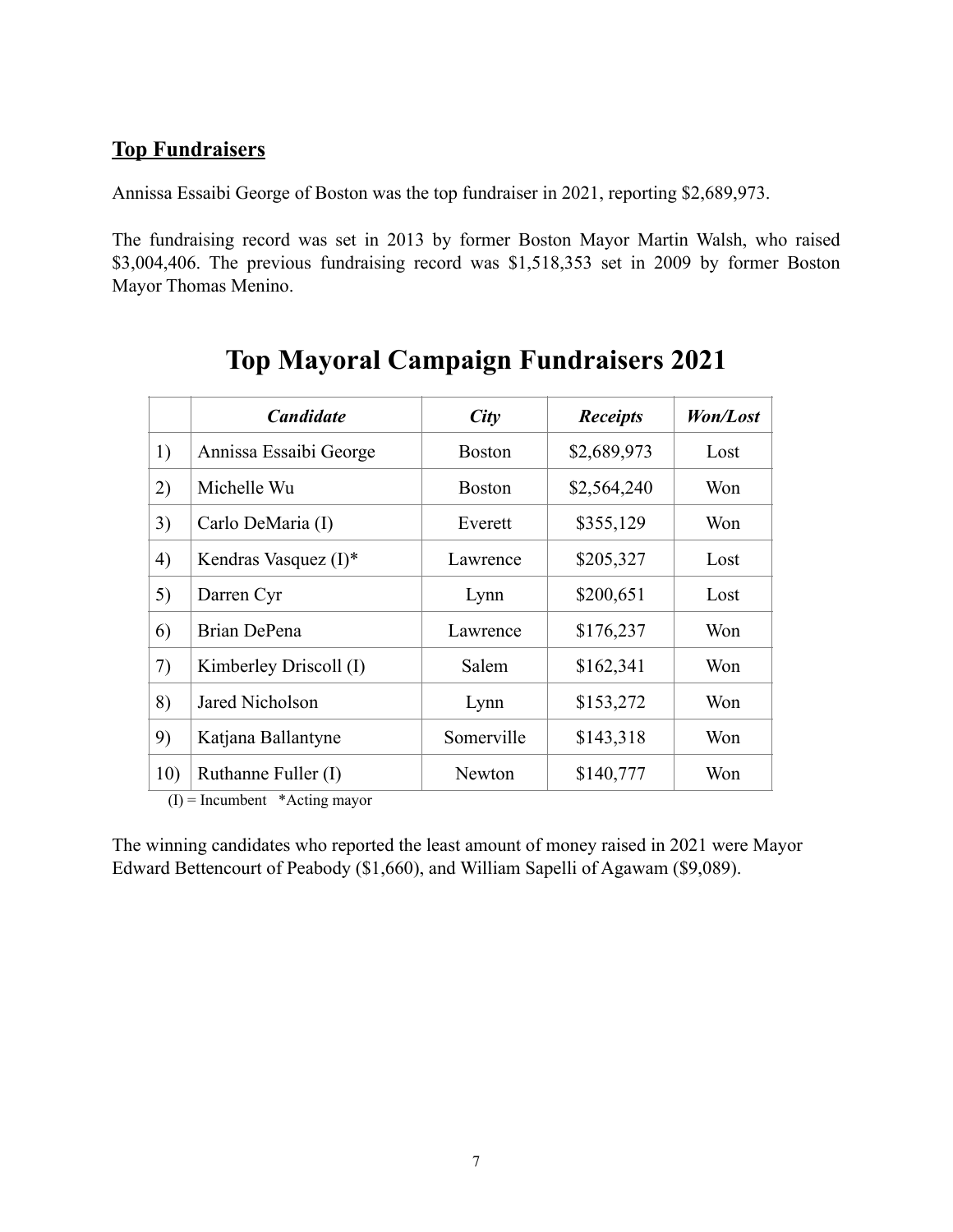## **Top Fundraisers**

Annissa Essaibi George of Boston was the top fundraiser in 2021, reporting $2,689,973.

The fundraising record was set in 2013 by former Boston Mayor Martin Walsh, who raised $3,004,406. The previous fundraising record was $1,518,353 set in 2009 by former Boston Mayor Thomas Menino.

# Top Mayoral Campaign Fundraisers 2021

| | *Candidate* | *City* | *Receipts* | *Won/Lost* |
|---|---|---|---|---|
| 1) | Annissa Essaibi George | Boston | $2,689,973 | Lost |
| 2) | Michelle Wu | Boston | $2,564,240 | Won |
| 3) | Carlo DeMaria (I) | Everett | $355,129 | Won |
| 4) | Kendras Vasquez (I)* | Lawrence | $205,327 | Lost |
| 5) | Darren Cyr | Lynn | $200,651 | Lost |
| 6) | Brian DePena | Lawrence | $176,237 | Won |
| 7) | Kimberley Driscoll (I) | Salem | $162,341 | Won |
| 8) | Jared Nicholson | Lynn | $153,272 | Won |
| 9) | Katjana Ballantyne | Somerville | $143,318 | Won |
| 10) | Ruthanne Fuller (I) | Newton | $140,777 | Won |

(I) = Incumbent   *Acting mayor

The winning candidates who reported the least amount of money raised in 2021 were Mayor Edward Bettencourt of Peabody ($1,660), and William Sapelli of Agawam ($9,089).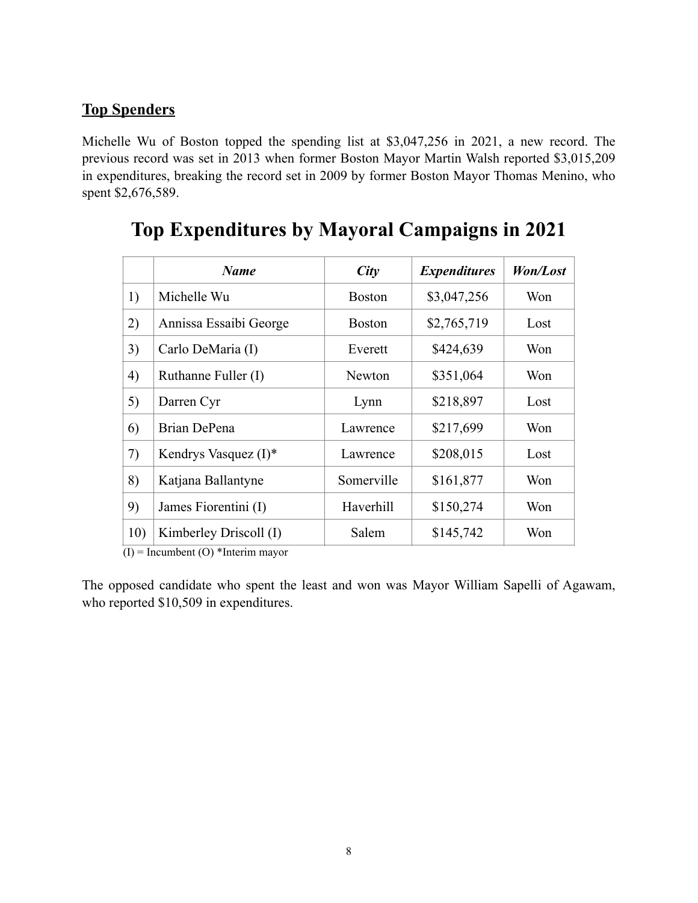## **Top Spenders**

Michelle Wu of Boston topped the spending list at $3,047,256 in 2021, a new record. The previous record was set in 2013 when former Boston Mayor Martin Walsh reported $3,015,209 in expenditures, breaking the record set in 2009 by former Boston Mayor Thomas Menino, who spent $2,676,589.

# Top Expenditures by Mayoral Campaigns in 2021

| | ***Name*** | ***City*** | ***Expenditures*** | ***Won/Lost*** |
|---|---|---|---|---|
| 1) | Michelle Wu | Boston | $3,047,256 | Won |
| 2) | Annissa Essaibi George | Boston | $2,765,719 | Lost |
| 3) | Carlo DeMaria (I) | Everett | $424,639 | Won |
| 4) | Ruthanne Fuller (I) | Newton | $351,064 | Won |
| 5) | Darren Cyr | Lynn | $218,897 | Lost |
| 6) | Brian DePena | Lawrence | $217,699 | Won |
| 7) | Kendrys Vasquez (I)* | Lawrence | $208,015 | Lost |
| 8) | Katjana Ballantyne | Somerville | $161,877 | Won |
| 9) | James Fiorentini (I) | Haverhill | $150,274 | Won |
| 10) | Kimberley Driscoll (I) | Salem | $145,742 | Won |

(I) = Incumbent (O) *Interim mayor

The opposed candidate who spent the least and won was Mayor William Sapelli of Agawam, who reported $10,509 in expenditures.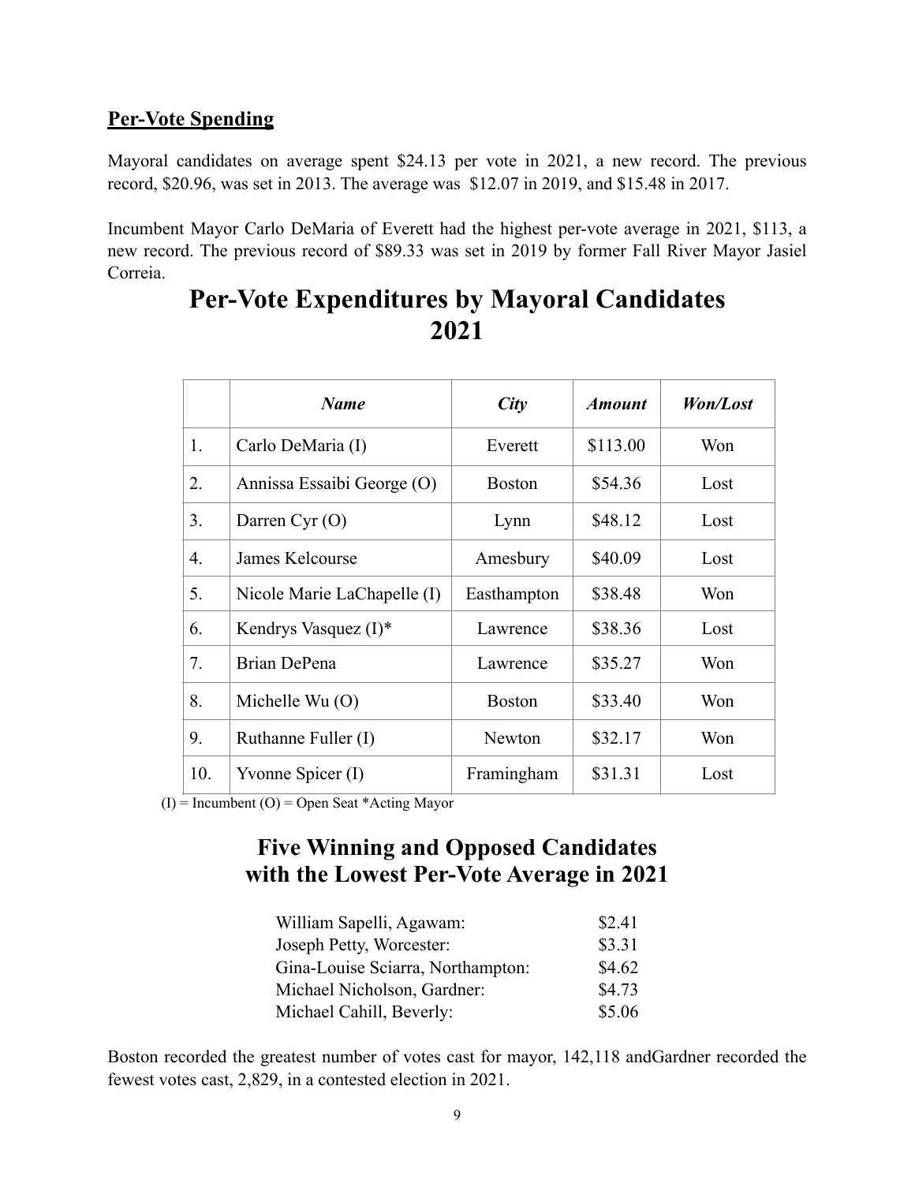## Per-Vote Spending

Mayoral candidates on average spent $24.13 per vote in 2021, a new record. The previous record, $20.96, was set in 2013. The average was $12.07 in 2019, and $15.48 in 2017.

Incumbent Mayor Carlo DeMaria of Everett had the highest per-vote average in 2021, $113, a new record. The previous record of $89.33 was set in 2019 by former Fall River Mayor Jasiel Correia.

# Per-Vote Expenditures by Mayoral Candidates 2021

| | *Name* | *City* | *Amount* | *Won/Lost* |
|---|---|---|---|---|
| 1. | Carlo DeMaria (I) | Everett | $113.00 | Won |
| 2. | Annissa Essaibi George (O) | Boston | $54.36 | Lost |
| 3. | Darren Cyr (O) | Lynn | $48.12 | Lost |
| 4. | James Kelcourse | Amesbury | $40.09 | Lost |
| 5. | Nicole Marie LaChapelle (I) | Easthampton | $38.48 | Won |
| 6. | Kendrys Vasquez (I)* | Lawrence | $38.36 | Lost |
| 7. | Brian DePena | Lawrence | $35.27 | Won |
| 8. | Michelle Wu (O) | Boston | $33.40 | Won |
| 9. | Ruthanne Fuller (I) | Newton | $32.17 | Won |
| 10. | Yvonne Spicer (I) | Framingham | $31.31 | Lost |

(I) = Incumbent (O) = Open Seat *Acting Mayor

## Five Winning and Opposed Candidates with the Lowest Per-Vote Average in 2021

| | |
|---|---|
| William Sapelli, Agawam: | $2.41 |
| Joseph Petty, Worcester: | $3.31 |
| Gina-Louise Sciarra, Northampton: | $4.62 |
| Michael Nicholson, Gardner: | $4.73 |
| Michael Cahill, Beverly: | $5.06 |

Boston recorded the greatest number of votes cast for mayor, 142,118 andGardner recorded the fewest votes cast, 2,829, in a contested election in 2021.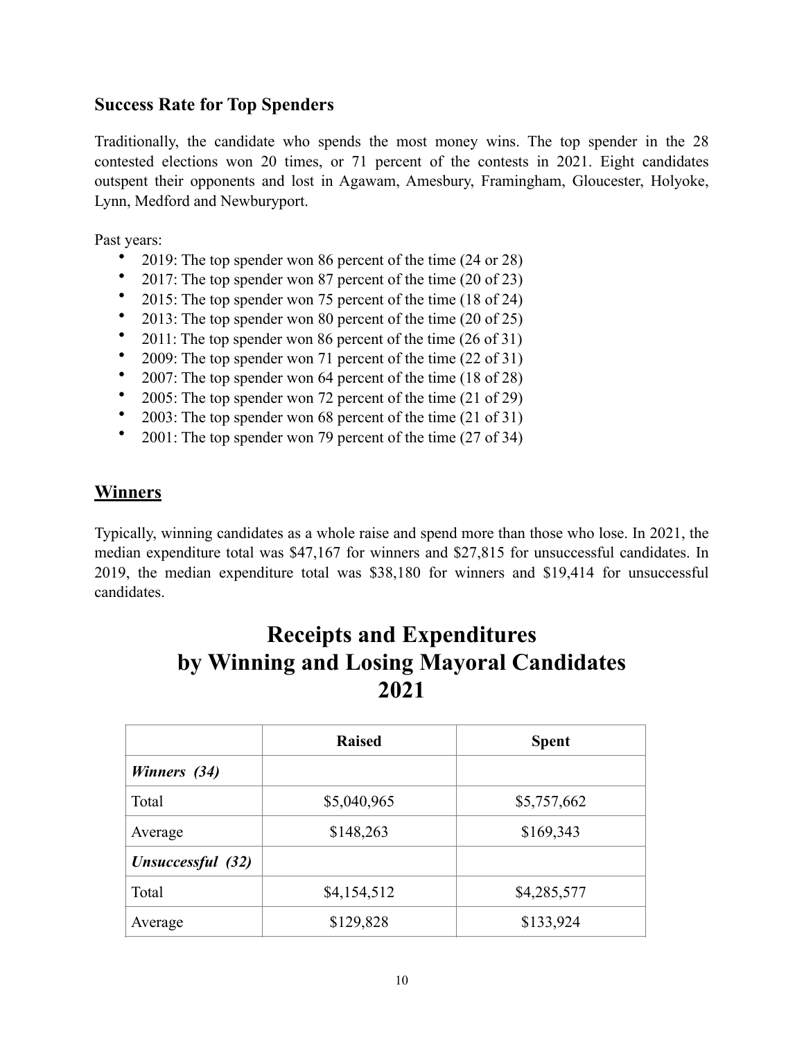## Success Rate for Top Spenders

Traditionally, the candidate who spends the most money wins. The top spender in the 28 contested elections won 20 times, or 71 percent of the contests in 2021. Eight candidates outspent their opponents and lost in Agawam, Amesbury, Framingham, Gloucester, Holyoke, Lynn, Medford and Newburyport.

Past years:

- 2019: The top spender won 86 percent of the time (24 or 28)
- 2017: The top spender won 87 percent of the time (20 of 23)
- 2015: The top spender won 75 percent of the time (18 of 24)
- 2013: The top spender won 80 percent of the time (20 of 25)
- 2011: The top spender won 86 percent of the time (26 of 31)
- 2009: The top spender won 71 percent of the time (22 of 31)
- 2007: The top spender won 64 percent of the time (18 of 28)
- 2005: The top spender won 72 percent of the time (21 of 29)
- 2003: The top spender won 68 percent of the time (21 of 31)
- 2001: The top spender won 79 percent of the time (27 of 34)

## Winners

Typically, winning candidates as a whole raise and spend more than those who lose. In 2021, the median expenditure total was $47,167 for winners and $27,815 for unsuccessful candidates. In 2019, the median expenditure total was $38,180 for winners and $19,414 for unsuccessful candidates.

# Receipts and Expenditures by Winning and Losing Mayoral Candidates 2021

| | Raised | Spent |
|---|---|---|
| ***Winners (34)*** | | |
| Total | $5,040,965 | $5,757,662 |
| Average | $148,263 | $169,343 |
| ***Unsuccessful (32)*** | | |
| Total | $4,154,512 | $4,285,577 |
| Average | $129,828 | $133,924 |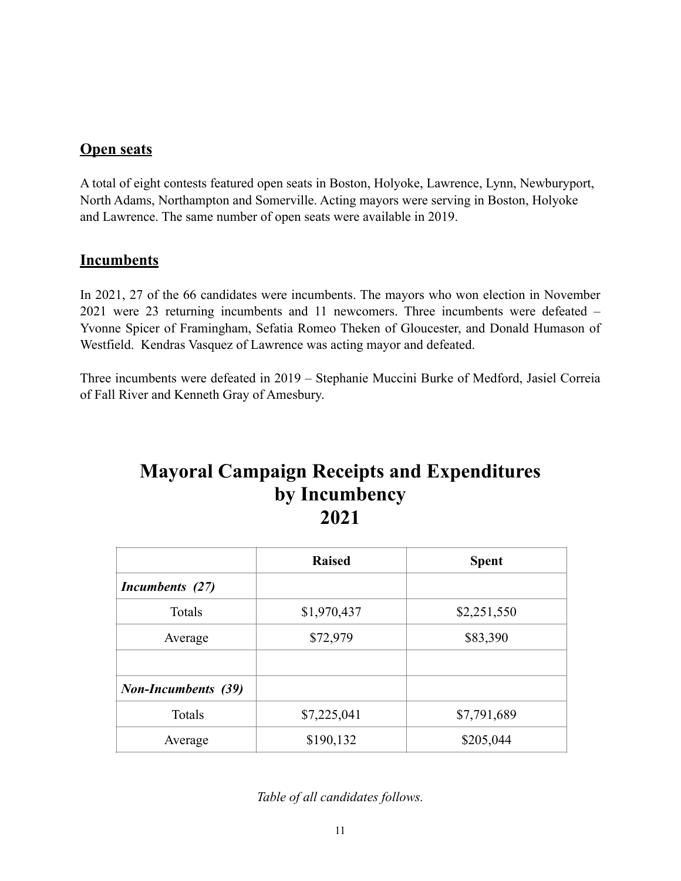## Open seats

A total of eight contests featured open seats in Boston, Holyoke, Lawrence, Lynn, Newburyport, North Adams, Northampton and Somerville. Acting mayors were serving in Boston, Holyoke and Lawrence. The same number of open seats were available in 2019.

## Incumbents

In 2021, 27 of the 66 candidates were incumbents. The mayors who won election in November 2021 were 23 returning incumbents and 11 newcomers. Three incumbents were defeated – Yvonne Spicer of Framingham, Sefatia Romeo Theken of Gloucester, and Donald Humason of Westfield. Kendras Vasquez of Lawrence was acting mayor and defeated.

Three incumbents were defeated in 2019 – Stephanie Muccini Burke of Medford, Jasiel Correia of Fall River and Kenneth Gray of Amesbury.

# Mayoral Campaign Receipts and Expenditures by Incumbency 2021

| | Raised | Spent |
|---|---|---|
| ***Incumbents (27)*** | | |
| Totals | $1,970,437 | $2,251,550 |
| Average | $72,979 | $83,390 |
| | | |
| ***Non-Incumbents (39)*** | | |
| Totals | $7,225,041 | $7,791,689 |
| Average | $190,132 | $205,044 |

*Table of all candidates follows.*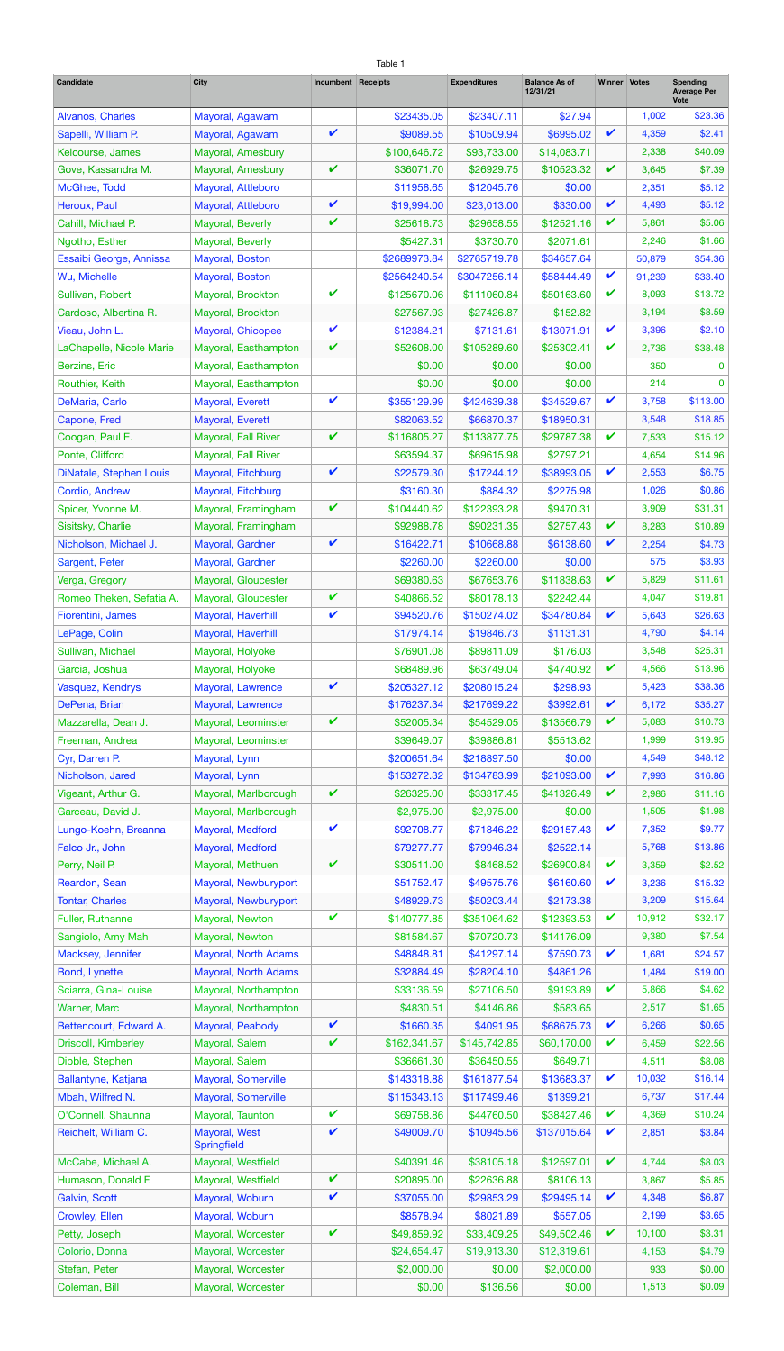Table 1

| Candidate | City | Incumbent | Receipts | Expenditures | Balance As of 12/31/21 | Winner | Votes | Spending Average Per Vote |
|---|---|---|---|---|---|---|---|---|
| Alvanos, Charles | Mayoral, Agawam | | $23435.05 | $23407.11 | $27.94 | | 1,002 | $23.36 |
| Sapelli, William P. | Mayoral, Agawam | ✔ | $9089.55 | $10509.94 | $6995.02 | ✔ | 4,359 | $2.41 |
| Kelcourse, James | Mayoral, Amesbury | | $100,646.72 | $93,733.00 | $14,083.71 | | 2,338 | $40.09 |
| Gove, Kassandra M. | Mayoral, Amesbury | ✔ | $36071.70 | $26929.75 | $10523.32 | ✔ | 3,645 | $7.39 |
| McGhee, Todd | Mayoral, Attleboro | | $11958.65 | $12045.76 | $0.00 | | 2,351 | $5.12 |
| Heroux, Paul | Mayoral, Attleboro | ✔ | $19,994.00 | $23,013.00 | $330.00 | ✔ | 4,493 | $5.12 |
| Cahill, Michael P. | Mayoral, Beverly | ✔ | $25618.73 | $29658.55 | $12521.16 | ✔ | 5,861 | $5.06 |
| Ngotho, Esther | Mayoral, Beverly | | $5427.31 | $3730.70 | $2071.61 | | 2,246 | $1.66 |
| Essaibi George, Annissa | Mayoral, Boston | | $2689973.84 | $2765719.78 | $34657.64 | | 50,879 | $54.36 |
| Wu, Michelle | Mayoral, Boston | | $2564240.54 | $3047256.14 | $58444.49 | ✔ | 91,239 | $33.40 |
| Sullivan, Robert | Mayoral, Brockton | ✔ | $125670.06 | $111060.84 | $50163.60 | ✔ | 8,093 | $13.72 |
| Cardoso, Albertina R. | Mayoral, Brockton | | $27567.93 | $27426.87 | $152.82 | | 3,194 | $8.59 |
| Vieau, John L. | Mayoral, Chicopee | ✔ | $12384.21 | $7131.61 | $13071.91 | ✔ | 3,396 | $2.10 |
| LaChapelle, Nicole Marie | Mayoral, Easthampton | ✔ | $52608.00 | $105289.60 | $25302.41 | ✔ | 2,736 | $38.48 |
| Berzins, Eric | Mayoral, Easthampton | | $0.00 | $0.00 | $0.00 | | 350 | 0 |
| Routhier, Keith | Mayoral, Easthampton | | $0.00 | $0.00 | $0.00 | | 214 | 0 |
| DeMaria, Carlo | Mayoral, Everett | ✔ | $355129.99 | $424639.38 | $34529.67 | ✔ | 3,758 | $113.00 |
| Capone, Fred | Mayoral, Everett | | $82063.52 | $66870.37 | $18950.31 | | 3,548 | $18.85 |
| Coogan, Paul E. | Mayoral, Fall River | ✔ | $116805.27 | $113877.75 | $29787.38 | ✔ | 7,533 | $15.12 |
| Ponte, Clifford | Mayoral, Fall River | | $63594.37 | $69615.98 | $2797.21 | | 4,654 | $14.96 |
| DiNatale, Stephen Louis | Mayoral, Fitchburg | ✔ | $22579.30 | $17244.12 | $38993.05 | ✔ | 2,553 | $6.75 |
| Cordio, Andrew | Mayoral, Fitchburg | | $3160.30 | $884.32 | $2275.98 | | 1,026 | $0.86 |
| Spicer, Yvonne M. | Mayoral, Framingham | ✔ | $104440.62 | $122393.28 | $9470.31 | | 3,909 | $31.31 |
| Sisitsky, Charlie | Mayoral, Framingham | | $92988.78 | $90231.35 | $2757.43 | ✔ | 8,283 | $10.89 |
| Nicholson, Michael J. | Mayoral, Gardner | ✔ | $16422.71 | $10668.88 | $6138.60 | ✔ | 2,254 | $4.73 |
| Sargent, Peter | Mayoral, Gardner | | $2260.00 | $2260.00 | $0.00 | | 575 | $3.93 |
| Verga, Gregory | Mayoral, Gloucester | | $69380.63 | $67653.76 | $11838.63 | ✔ | 5,829 | $11.61 |
| Romeo Theken, Sefatia A. | Mayoral, Gloucester | ✔ | $40866.52 | $80178.13 | $2242.44 | | 4,047 | $19.81 |
| Fiorentini, James | Mayoral, Haverhill | ✔ | $94520.76 | $150274.02 | $34780.84 | ✔ | 5,643 | $26.63 |
| LePage, Colin | Mayoral, Haverhill | | $17974.14 | $19846.73 | $1131.31 | | 4,790 | $4.14 |
| Sullivan, Michael | Mayoral, Holyoke | | $76901.08 | $89811.09 | $176.03 | | 3,548 | $25.31 |
| Garcia, Joshua | Mayoral, Holyoke | | $68489.96 | $63749.04 | $4740.92 | ✔ | 4,566 | $13.96 |
| Vasquez, Kendrys | Mayoral, Lawrence | ✔ | $205327.12 | $208015.24 | $298.93 | | 5,423 | $38.36 |
| DePena, Brian | Mayoral, Lawrence | | $176237.34 | $217699.22 | $3992.61 | ✔ | 6,172 | $35.27 |
| Mazzarella, Dean J. | Mayoral, Leominster | ✔ | $52005.34 | $54529.05 | $13566.79 | ✔ | 5,083 | $10.73 |
| Freeman, Andrea | Mayoral, Leominster | | $39649.07 | $39886.81 | $5513.62 | | 1,999 | $19.95 |
| Cyr, Darren P. | Mayoral, Lynn | | $200651.64 | $218897.50 | $0.00 | | 4,549 | $48.12 |
| Nicholson, Jared | Mayoral, Lynn | | $153272.32 | $134783.99 | $21093.00 | ✔ | 7,993 | $16.86 |
| Vigeant, Arthur G. | Mayoral, Marlborough | ✔ | $26325.00 | $33317.45 | $41326.49 | ✔ | 2,986 | $11.16 |
| Garceau, David J. | Mayoral, Marlborough | | $2,975.00 | $2,975.00 | $0.00 | | 1,505 | $1.98 |
| Lungo-Koehn, Breanna | Mayoral, Medford | ✔ | $92708.77 | $71846.22 | $29157.43 | ✔ | 7,352 | $9.77 |
| Falco Jr., John | Mayoral, Medford | | $79277.77 | $79946.34 | $2522.14 | | 5,768 | $13.86 |
| Perry, Neil P. | Mayoral, Methuen | ✔ | $30511.00 | $8468.52 | $26900.84 | ✔ | 3,359 | $2.52 |
| Reardon, Sean | Mayoral, Newburyport | | $51752.47 | $49575.76 | $6160.60 | ✔ | 3,236 | $15.32 |
| Tontar, Charles | Mayoral, Newburyport | | $48929.73 | $50203.44 | $2173.38 | | 3,209 | $15.64 |
| Fuller, Ruthanne | Mayoral, Newton | ✔ | $140777.85 | $351064.62 | $12393.53 | ✔ | 10,912 | $32.17 |
| Sangiolo, Amy Mah | Mayoral, Newton | | $81584.67 | $70720.73 | $14176.09 | | 9,380 | $7.54 |
| Macksey, Jennifer | Mayoral, North Adams | | $48848.81 | $41297.14 | $7590.73 | ✔ | 1,681 | $24.57 |
| Bond, Lynette | Mayoral, North Adams | | $32884.49 | $28204.10 | $4861.26 | | 1,484 | $19.00 |
| Sciarra, Gina-Louise | Mayoral, Northampton | | $33136.59 | $27106.50 | $9193.89 | ✔ | 5,866 | $4.62 |
| Warner, Marc | Mayoral, Northampton | | $4830.51 | $4146.86 | $583.65 | | 2,517 | $1.65 |
| Bettencourt, Edward A. | Mayoral, Peabody | ✔ | $1660.35 | $4091.95 | $68675.73 | ✔ | 6,266 | $0.65 |
| Driscoll, Kimberley | Mayoral, Salem | ✔ | $162,341.67 | $145,742.85 | $60,170.00 | ✔ | 6,459 | $22.56 |
| Dibble, Stephen | Mayoral, Salem | | $36661.30 | $36450.55 | $649.71 | | 4,511 | $8.08 |
| Ballantyne, Katjana | Mayoral, Somerville | | $143318.88 | $161877.54 | $13683.37 | ✔ | 10,032 | $16.14 |
| Mbah, Wilfred N. | Mayoral, Somerville | | $115343.13 | $117499.46 | $1399.21 | | 6,737 | $17.44 |
| O'Connell, Shaunna | Mayoral, Taunton | ✔ | $69758.86 | $44760.50 | $38427.46 | ✔ | 4,369 | $10.24 |
| Reichelt, William C. | Mayoral, West Springfield | ✔ | $49009.70 | $10945.56 | $137015.64 | ✔ | 2,851 | $3.84 |
| McCabe, Michael A. | Mayoral, Westfield | | $40391.46 | $38105.18 | $12597.01 | ✔ | 4,744 | $8.03 |
| Humason, Donald F. | Mayoral, Westfield | ✔ | $20895.00 | $22636.88 | $8106.13 | | 3,867 | $5.85 |
| Galvin, Scott | Mayoral, Woburn | ✔ | $37055.00 | $29853.29 | $29495.14 | ✔ | 4,348 | $6.87 |
| Crowley, Ellen | Mayoral, Woburn | | $8578.94 | $8021.89 | $557.05 | | 2,199 | $3.65 |
| Petty, Joseph | Mayoral, Worcester | ✔ | $49,859.92 | $33,409.25 | $49,502.46 | ✔ | 10,100 | $3.31 |
| Colorio, Donna | Mayoral, Worcester | | $24,654.47 | $19,913.30 | $12,319.61 | | 4,153 | $4.79 |
| Stefan, Peter | Mayoral, Worcester | | $2,000.00 | $0.00 | $2,000.00 | | 933 | $0.00 |
| Coleman, Bill | Mayoral, Worcester | | $0.00 | $136.56 | $0.00 | | 1,513 | $0.09 |